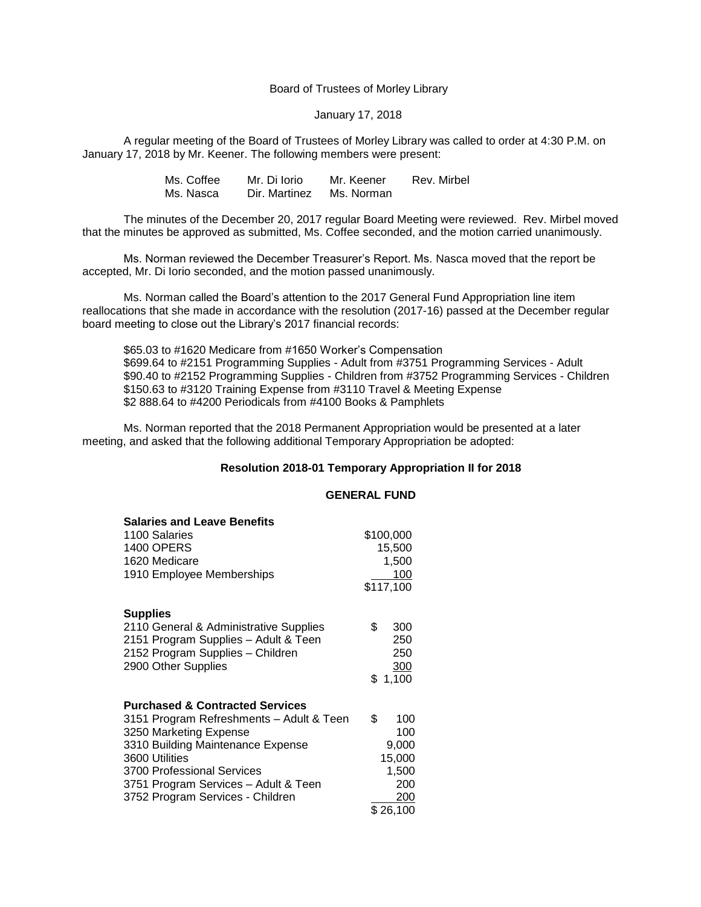Board of Trustees of Morley Library

January 17, 2018

A regular meeting of the Board of Trustees of Morley Library was called to order at 4:30 P.M. on January 17, 2018 by Mr. Keener. The following members were present:

| | | | |
|---|---|---|---|
| Ms. Coffee | Mr. Di Iorio | Mr. Keener | Rev. Mirbel |
| Ms. Nasca | Dir. Martinez | Ms. Norman | |

The minutes of the December 20, 2017 regular Board Meeting were reviewed. Rev. Mirbel moved that the minutes be approved as submitted, Ms. Coffee seconded, and the motion carried unanimously.

Ms. Norman reviewed the December Treasurer's Report. Ms. Nasca moved that the report be accepted, Mr. Di Iorio seconded, and the motion passed unanimously.

Ms. Norman called the Board's attention to the 2017 General Fund Appropriation line item reallocations that she made in accordance with the resolution (2017-16) passed at the December regular board meeting to close out the Library's 2017 financial records:

$65.03 to #1620 Medicare from #1650 Worker's Compensation
$699.64 to #2151 Programming Supplies - Adult from #3751 Programming Services - Adult
$90.40 to #2152 Programming Supplies - Children from #3752 Programming Services - Children
$150.63 to #3120 Training Expense from #3110 Travel & Meeting Expense
$2 888.64 to #4200 Periodicals from #4100 Books & Pamphlets

Ms. Norman reported that the 2018 Permanent Appropriation would be presented at a later meeting, and asked that the following additional Temporary Appropriation be adopted:

**Resolution 2018-01 Temporary Appropriation II for 2018**

**GENERAL FUND**

| **Salaries and Leave Benefits** | |
|---|---|
| 1100 Salaries | $100,000 |
| 1400 OPERS | 15,500 |
| 1620 Medicare | 1,500 |
| 1910 Employee Memberships | 100 |
| | $117,100 |

| **Supplies** | |
|---|---|
| 2110 General & Administrative Supplies | $ 300 |
| 2151 Program Supplies – Adult & Teen | 250 |
| 2152 Program Supplies – Children | 250 |
| 2900 Other Supplies | 300 |
| | $ 1,100 |

| **Purchased & Contracted Services** | |
|---|---|
| 3151 Program Refreshments – Adult & Teen | $ 100 |
| 3250 Marketing Expense | 100 |
| 3310 Building Maintenance Expense | 9,000 |
| 3600 Utilities | 15,000 |
| 3700 Professional Services | 1,500 |
| 3751 Program Services – Adult & Teen | 200 |
| 3752 Program Services - Children | 200 |
| | $ 26,100 |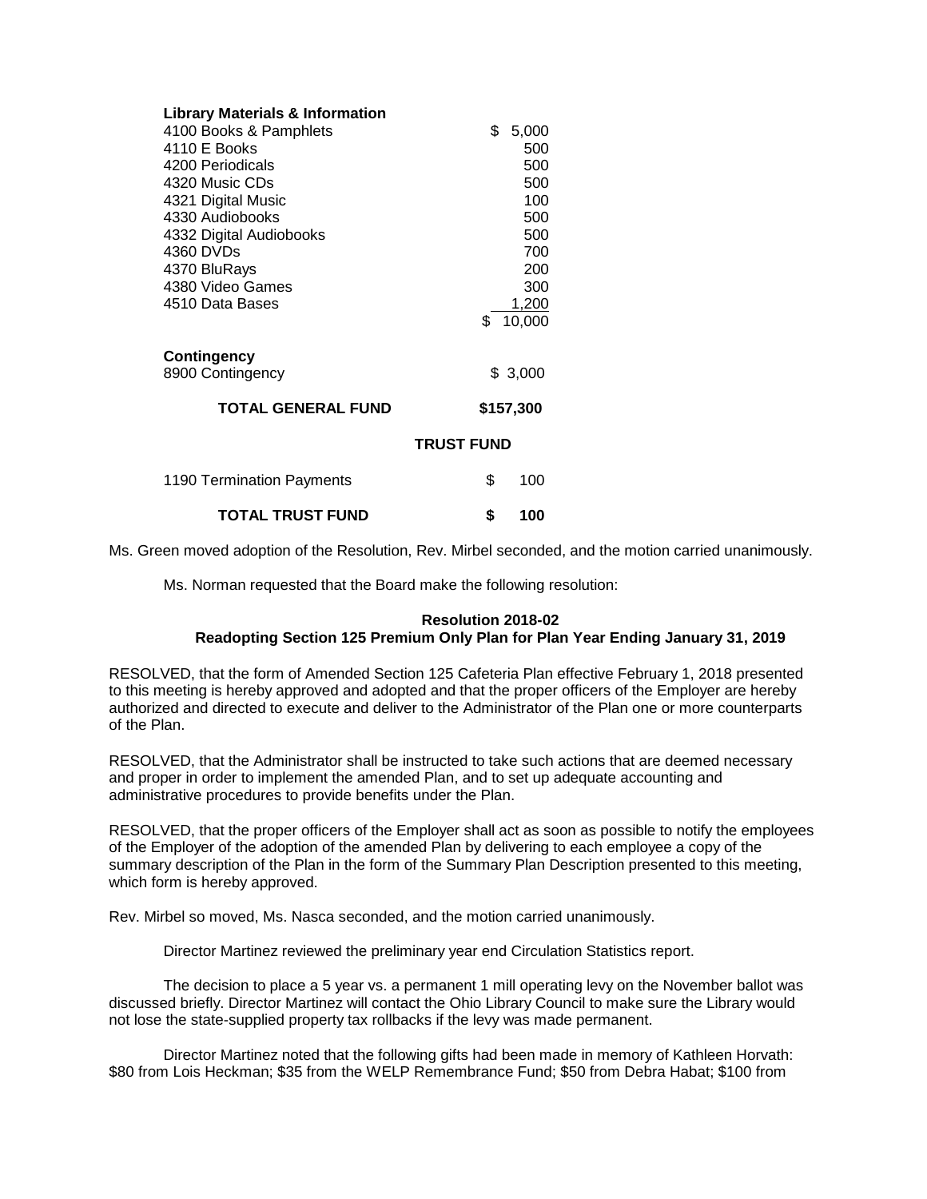| **Library Materials & Information** | |
|---|---|
| 4100 Books & Pamphlets | $ 5,000 |
| 4110 E Books | 500 |
| 4200 Periodicals | 500 |
| 4320 Music CDs | 500 |
| 4321 Digital Music | 100 |
| 4330 Audiobooks | 500 |
| 4332 Digital Audiobooks | 500 |
| 4360 DVDs | 700 |
| 4370 BluRays | 200 |
| 4380 Video Games | 300 |
| 4510 Data Bases | 1,200 |
| | $ 10,000 |
| **Contingency** | |
| 8900 Contingency | $ 3,000 |
| **TOTAL GENERAL FUND** | **$157,300** |
| **TRUST FUND** | |
| 1190 Termination Payments | $ 100 |
| **TOTAL TRUST FUND** | **$ 100** |

Ms. Green moved adoption of the Resolution, Rev. Mirbel seconded, and the motion carried unanimously.

Ms. Norman requested that the Board make the following resolution:

**Resolution 2018-02**
**Readopting Section 125 Premium Only Plan for Plan Year Ending January 31, 2019**

RESOLVED, that the form of Amended Section 125 Cafeteria Plan effective February 1, 2018 presented to this meeting is hereby approved and adopted and that the proper officers of the Employer are hereby authorized and directed to execute and deliver to the Administrator of the Plan one or more counterparts of the Plan.

RESOLVED, that the Administrator shall be instructed to take such actions that are deemed necessary and proper in order to implement the amended Plan, and to set up adequate accounting and administrative procedures to provide benefits under the Plan.

RESOLVED, that the proper officers of the Employer shall act as soon as possible to notify the employees of the Employer of the adoption of the amended Plan by delivering to each employee a copy of the summary description of the Plan in the form of the Summary Plan Description presented to this meeting, which form is hereby approved.

Rev. Mirbel so moved, Ms. Nasca seconded, and the motion carried unanimously.

Director Martinez reviewed the preliminary year end Circulation Statistics report.

The decision to place a 5 year vs. a permanent 1 mill operating levy on the November ballot was discussed briefly. Director Martinez will contact the Ohio Library Council to make sure the Library would not lose the state-supplied property tax rollbacks if the levy was made permanent.

Director Martinez noted that the following gifts had been made in memory of Kathleen Horvath: $80 from Lois Heckman; $35 from the WELP Remembrance Fund; $50 from Debra Habat; $100 from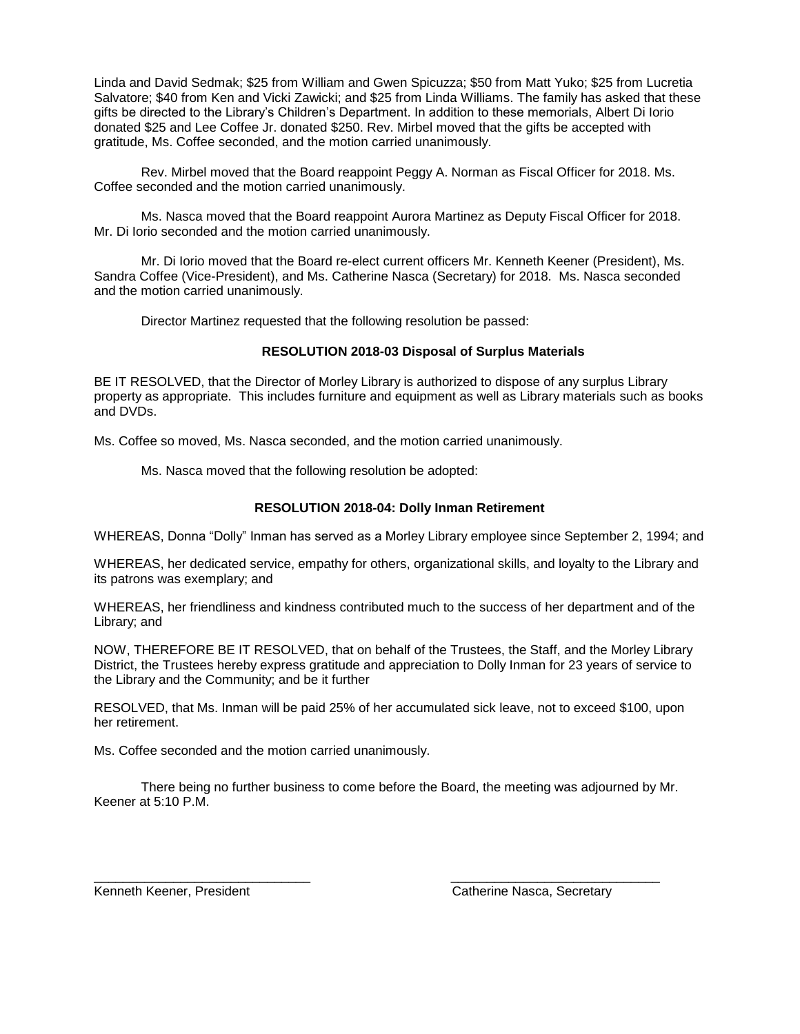Linda and David Sedmak; $25 from William and Gwen Spicuzza; $50 from Matt Yuko; $25 from Lucretia Salvatore; $40 from Ken and Vicki Zawicki; and $25 from Linda Williams. The family has asked that these gifts be directed to the Library's Children's Department. In addition to these memorials, Albert Di Iorio donated $25 and Lee Coffee Jr. donated $250. Rev. Mirbel moved that the gifts be accepted with gratitude, Ms. Coffee seconded, and the motion carried unanimously.

Rev. Mirbel moved that the Board reappoint Peggy A. Norman as Fiscal Officer for 2018. Ms. Coffee seconded and the motion carried unanimously.

Ms. Nasca moved that the Board reappoint Aurora Martinez as Deputy Fiscal Officer for 2018. Mr. Di Iorio seconded and the motion carried unanimously.

Mr. Di Iorio moved that the Board re-elect current officers Mr. Kenneth Keener (President), Ms. Sandra Coffee (Vice-President), and Ms. Catherine Nasca (Secretary) for 2018. Ms. Nasca seconded and the motion carried unanimously.

Director Martinez requested that the following resolution be passed:

**RESOLUTION 2018-03 Disposal of Surplus Materials**

BE IT RESOLVED, that the Director of Morley Library is authorized to dispose of any surplus Library property as appropriate. This includes furniture and equipment as well as Library materials such as books and DVDs.

Ms. Coffee so moved, Ms. Nasca seconded, and the motion carried unanimously.

Ms. Nasca moved that the following resolution be adopted:

**RESOLUTION 2018-04: Dolly Inman Retirement**

WHEREAS, Donna "Dolly" Inman has served as a Morley Library employee since September 2, 1994; and

WHEREAS, her dedicated service, empathy for others, organizational skills, and loyalty to the Library and its patrons was exemplary; and

WHEREAS, her friendliness and kindness contributed much to the success of her department and of the Library; and

NOW, THEREFORE BE IT RESOLVED, that on behalf of the Trustees, the Staff, and the Morley Library District, the Trustees hereby express gratitude and appreciation to Dolly Inman for 23 years of service to the Library and the Community; and be it further

RESOLVED, that Ms. Inman will be paid 25% of her accumulated sick leave, not to exceed $100, upon her retirement.

Ms. Coffee seconded and the motion carried unanimously.

There being no further business to come before the Board, the meeting was adjourned by Mr. Keener at 5:10 P.M.

______________________________ ______________________________

Kenneth Keener, President Catherine Nasca, Secretary